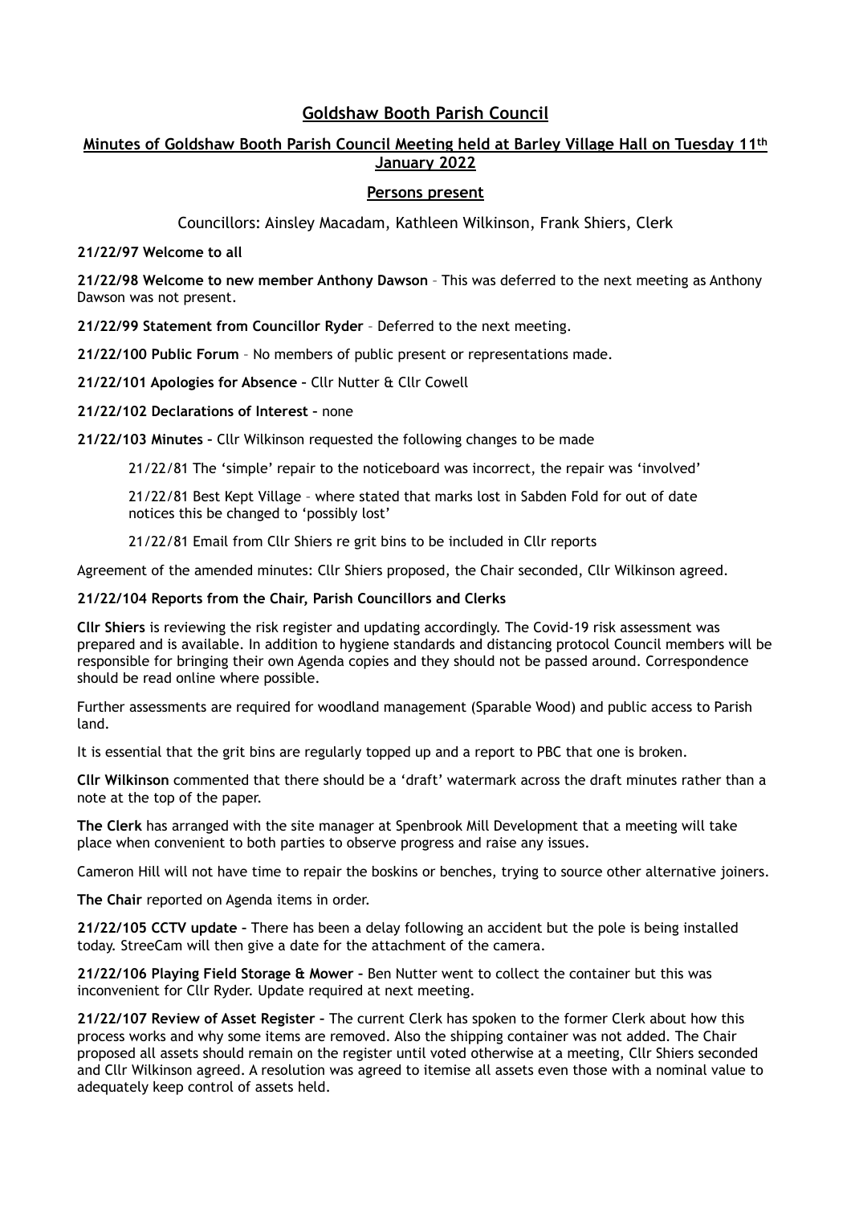# Goldshaw Booth Parish Council

## Minutes of Goldshaw Booth Parish Council Meeting held at Barley Village Hall on Tuesday 11th January 2022

### Persons present

Councillors: Ainsley Macadam, Kathleen Wilkinson, Frank Shiers, Clerk

**21/22/97 Welcome to all**

**21/22/98 Welcome to new member Anthony Dawson** – This was deferred to the next meeting as Anthony Dawson was not present.

**21/22/99 Statement from Councillor Ryder** – Deferred to the next meeting.

**21/22/100 Public Forum** – No members of public present or representations made.

**21/22/101 Apologies for Absence –** Cllr Nutter & Cllr Cowell

**21/22/102 Declarations of Interest –** none

**21/22/103 Minutes –** Cllr Wilkinson requested the following changes to be made

> 21/22/81 The 'simple' repair to the noticeboard was incorrect, the repair was 'involved'
>
> 21/22/81 Best Kept Village – where stated that marks lost in Sabden Fold for out of date notices this be changed to 'possibly lost'
>
> 21/22/81 Email from Cllr Shiers re grit bins to be included in Cllr reports

Agreement of the amended minutes: Cllr Shiers proposed, the Chair seconded, Cllr Wilkinson agreed.

**21/22/104 Reports from the Chair, Parish Councillors and Clerks**

**Cllr Shiers** is reviewing the risk register and updating accordingly. The Covid-19 risk assessment was prepared and is available. In addition to hygiene standards and distancing protocol Council members will be responsible for bringing their own Agenda copies and they should not be passed around. Correspondence should be read online where possible.

Further assessments are required for woodland management (Sparable Wood) and public access to Parish land.

It is essential that the grit bins are regularly topped up and a report to PBC that one is broken.

**Cllr Wilkinson** commented that there should be a 'draft' watermark across the draft minutes rather than a note at the top of the paper.

**The Clerk** has arranged with the site manager at Spenbrook Mill Development that a meeting will take place when convenient to both parties to observe progress and raise any issues.

Cameron Hill will not have time to repair the boskins or benches, trying to source other alternative joiners.

**The Chair** reported on Agenda items in order.

**21/22/105 CCTV update –** There has been a delay following an accident but the pole is being installed today. StreeCam will then give a date for the attachment of the camera.

**21/22/106 Playing Field Storage & Mower –** Ben Nutter went to collect the container but this was inconvenient for Cllr Ryder. Update required at next meeting.

**21/22/107 Review of Asset Register –** The current Clerk has spoken to the former Clerk about how this process works and why some items are removed. Also the shipping container was not added. The Chair proposed all assets should remain on the register until voted otherwise at a meeting, Cllr Shiers seconded and Cllr Wilkinson agreed. A resolution was agreed to itemise all assets even those with a nominal value to adequately keep control of assets held.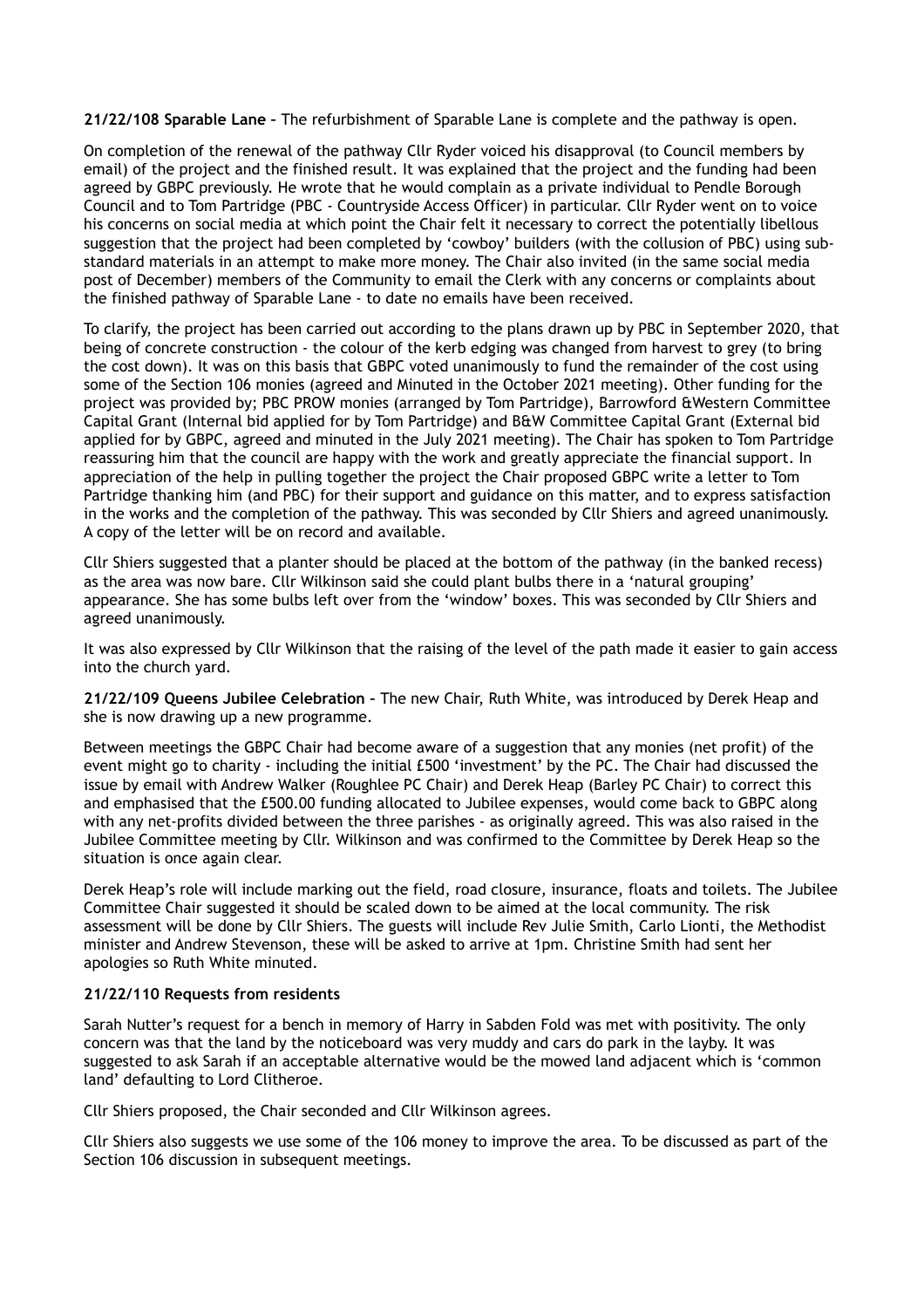**21/22/108 Sparable Lane –** The refurbishment of Sparable Lane is complete and the pathway is open.

On completion of the renewal of the pathway Cllr Ryder voiced his disapproval (to Council members by email) of the project and the finished result. It was explained that the project and the funding had been agreed by GBPC previously. He wrote that he would complain as a private individual to Pendle Borough Council and to Tom Partridge (PBC - Countryside Access Officer) in particular. Cllr Ryder went on to voice his concerns on social media at which point the Chair felt it necessary to correct the potentially libellous suggestion that the project had been completed by 'cowboy' builders (with the collusion of PBC) using sub-standard materials in an attempt to make more money. The Chair also invited (in the same social media post of December) members of the Community to email the Clerk with any concerns or complaints about the finished pathway of Sparable Lane - to date no emails have been received.

To clarify, the project has been carried out according to the plans drawn up by PBC in September 2020, that being of concrete construction - the colour of the kerb edging was changed from harvest to grey (to bring the cost down). It was on this basis that GBPC voted unanimously to fund the remainder of the cost using some of the Section 106 monies (agreed and Minuted in the October 2021 meeting). Other funding for the project was provided by; PBC PROW monies (arranged by Tom Partridge), Barrowford &Western Committee Capital Grant (Internal bid applied for by Tom Partridge) and B&W Committee Capital Grant (External bid applied for by GBPC, agreed and minuted in the July 2021 meeting). The Chair has spoken to Tom Partridge reassuring him that the council are happy with the work and greatly appreciate the financial support. In appreciation of the help in pulling together the project the Chair proposed GBPC write a letter to Tom Partridge thanking him (and PBC) for their support and guidance on this matter, and to express satisfaction in the works and the completion of the pathway. This was seconded by Cllr Shiers and agreed unanimously. A copy of the letter will be on record and available.

Cllr Shiers suggested that a planter should be placed at the bottom of the pathway (in the banked recess) as the area was now bare. Cllr Wilkinson said she could plant bulbs there in a 'natural grouping' appearance. She has some bulbs left over from the 'window' boxes. This was seconded by Cllr Shiers and agreed unanimously.

It was also expressed by Cllr Wilkinson that the raising of the level of the path made it easier to gain access into the church yard.

**21/22/109 Queens Jubilee Celebration –** The new Chair, Ruth White, was introduced by Derek Heap and she is now drawing up a new programme.

Between meetings the GBPC Chair had become aware of a suggestion that any monies (net profit) of the event might go to charity - including the initial £500 'investment' by the PC. The Chair had discussed the issue by email with Andrew Walker (Roughlee PC Chair) and Derek Heap (Barley PC Chair) to correct this and emphasised that the £500.00 funding allocated to Jubilee expenses, would come back to GBPC along with any net-profits divided between the three parishes - as originally agreed. This was also raised in the Jubilee Committee meeting by Cllr. Wilkinson and was confirmed to the Committee by Derek Heap so the situation is once again clear.

Derek Heap's role will include marking out the field, road closure, insurance, floats and toilets. The Jubilee Committee Chair suggested it should be scaled down to be aimed at the local community. The risk assessment will be done by Cllr Shiers. The guests will include Rev Julie Smith, Carlo Lionti, the Methodist minister and Andrew Stevenson, these will be asked to arrive at 1pm. Christine Smith had sent her apologies so Ruth White minuted.

**21/22/110 Requests from residents**

Sarah Nutter's request for a bench in memory of Harry in Sabden Fold was met with positivity. The only concern was that the land by the noticeboard was very muddy and cars do park in the layby. It was suggested to ask Sarah if an acceptable alternative would be the mowed land adjacent which is 'common land' defaulting to Lord Clitheroe.

Cllr Shiers proposed, the Chair seconded and Cllr Wilkinson agrees.

Cllr Shiers also suggests we use some of the 106 money to improve the area. To be discussed as part of the Section 106 discussion in subsequent meetings.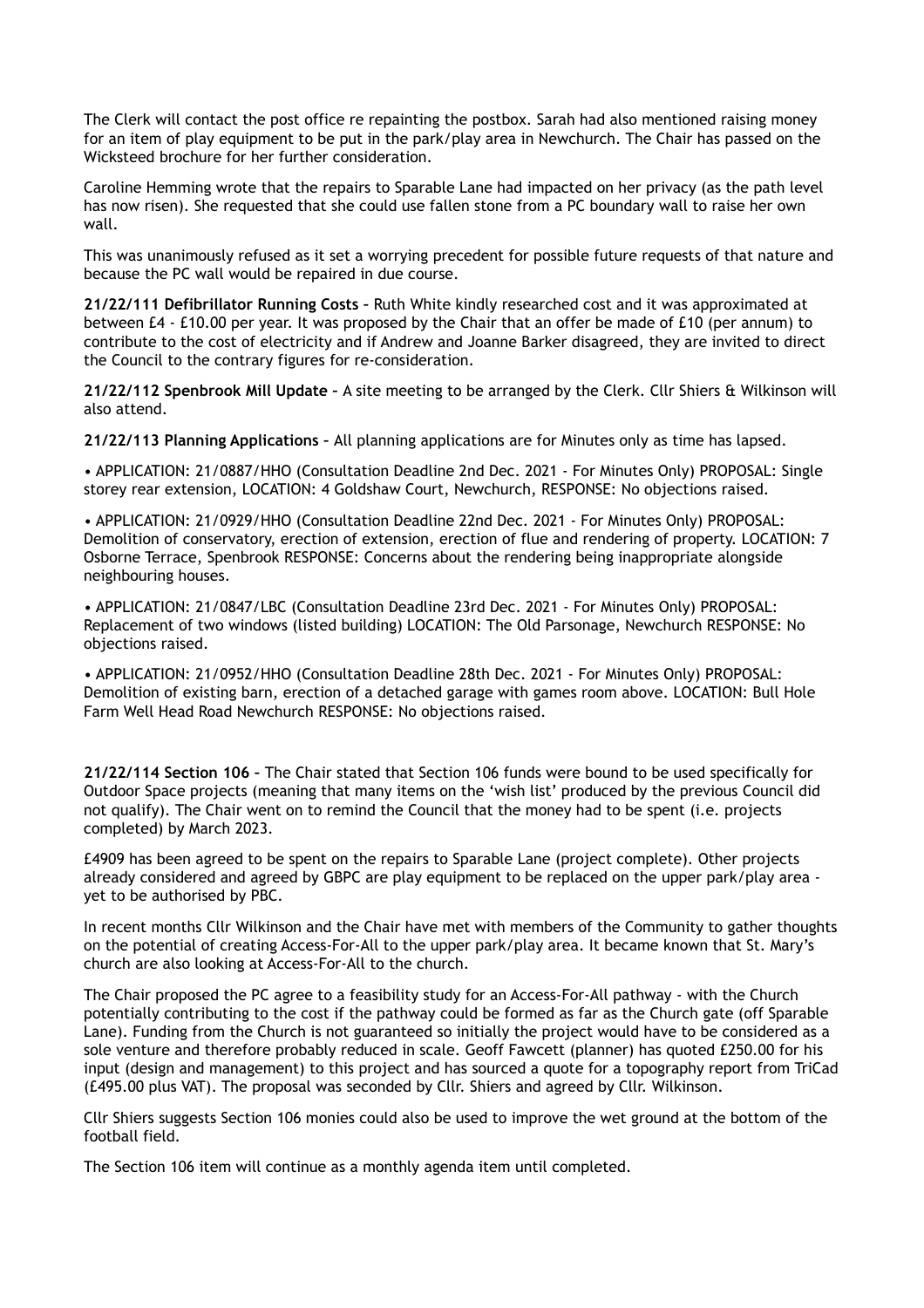The Clerk will contact the post office re repainting the postbox. Sarah had also mentioned raising money for an item of play equipment to be put in the park/play area in Newchurch. The Chair has passed on the Wicksteed brochure for her further consideration.

Caroline Hemming wrote that the repairs to Sparable Lane had impacted on her privacy (as the path level has now risen). She requested that she could use fallen stone from a PC boundary wall to raise her own wall.

This was unanimously refused as it set a worrying precedent for possible future requests of that nature and because the PC wall would be repaired in due course.

**21/22/111 Defibrillator Running Costs –** Ruth White kindly researched cost and it was approximated at between £4 - £10.00 per year. It was proposed by the Chair that an offer be made of £10 (per annum) to contribute to the cost of electricity and if Andrew and Joanne Barker disagreed, they are invited to direct the Council to the contrary figures for re-consideration.

**21/22/112 Spenbrook Mill Update –** A site meeting to be arranged by the Clerk. Cllr Shiers & Wilkinson will also attend.

**21/22/113 Planning Applications –** All planning applications are for Minutes only as time has lapsed.

- APPLICATION: 21/0887/HHO (Consultation Deadline 2nd Dec. 2021 - For Minutes Only) PROPOSAL: Single storey rear extension, LOCATION: 4 Goldshaw Court, Newchurch, RESPONSE: No objections raised.

- APPLICATION: 21/0929/HHO (Consultation Deadline 22nd Dec. 2021 - For Minutes Only) PROPOSAL: Demolition of conservatory, erection of extension, erection of flue and rendering of property. LOCATION: 7 Osborne Terrace, Spenbrook RESPONSE: Concerns about the rendering being inappropriate alongside neighbouring houses.

- APPLICATION: 21/0847/LBC (Consultation Deadline 23rd Dec. 2021 - For Minutes Only) PROPOSAL: Replacement of two windows (listed building) LOCATION: The Old Parsonage, Newchurch RESPONSE: No objections raised.

- APPLICATION: 21/0952/HHO (Consultation Deadline 28th Dec. 2021 - For Minutes Only) PROPOSAL: Demolition of existing barn, erection of a detached garage with games room above. LOCATION: Bull Hole Farm Well Head Road Newchurch RESPONSE: No objections raised.

**21/22/114 Section 106 –** The Chair stated that Section 106 funds were bound to be used specifically for Outdoor Space projects (meaning that many items on the 'wish list' produced by the previous Council did not qualify). The Chair went on to remind the Council that the money had to be spent (i.e. projects completed) by March 2023.

£4909 has been agreed to be spent on the repairs to Sparable Lane (project complete). Other projects already considered and agreed by GBPC are play equipment to be replaced on the upper park/play area - yet to be authorised by PBC.

In recent months Cllr Wilkinson and the Chair have met with members of the Community to gather thoughts on the potential of creating Access-For-All to the upper park/play area. It became known that St. Mary's church are also looking at Access-For-All to the church.

The Chair proposed the PC agree to a feasibility study for an Access-For-All pathway - with the Church potentially contributing to the cost if the pathway could be formed as far as the Church gate (off Sparable Lane). Funding from the Church is not guaranteed so initially the project would have to be considered as a sole venture and therefore probably reduced in scale. Geoff Fawcett (planner) has quoted £250.00 for his input (design and management) to this project and has sourced a quote for a topography report from TriCad (£495.00 plus VAT). The proposal was seconded by Cllr. Shiers and agreed by Cllr. Wilkinson.

Cllr Shiers suggests Section 106 monies could also be used to improve the wet ground at the bottom of the football field.

The Section 106 item will continue as a monthly agenda item until completed.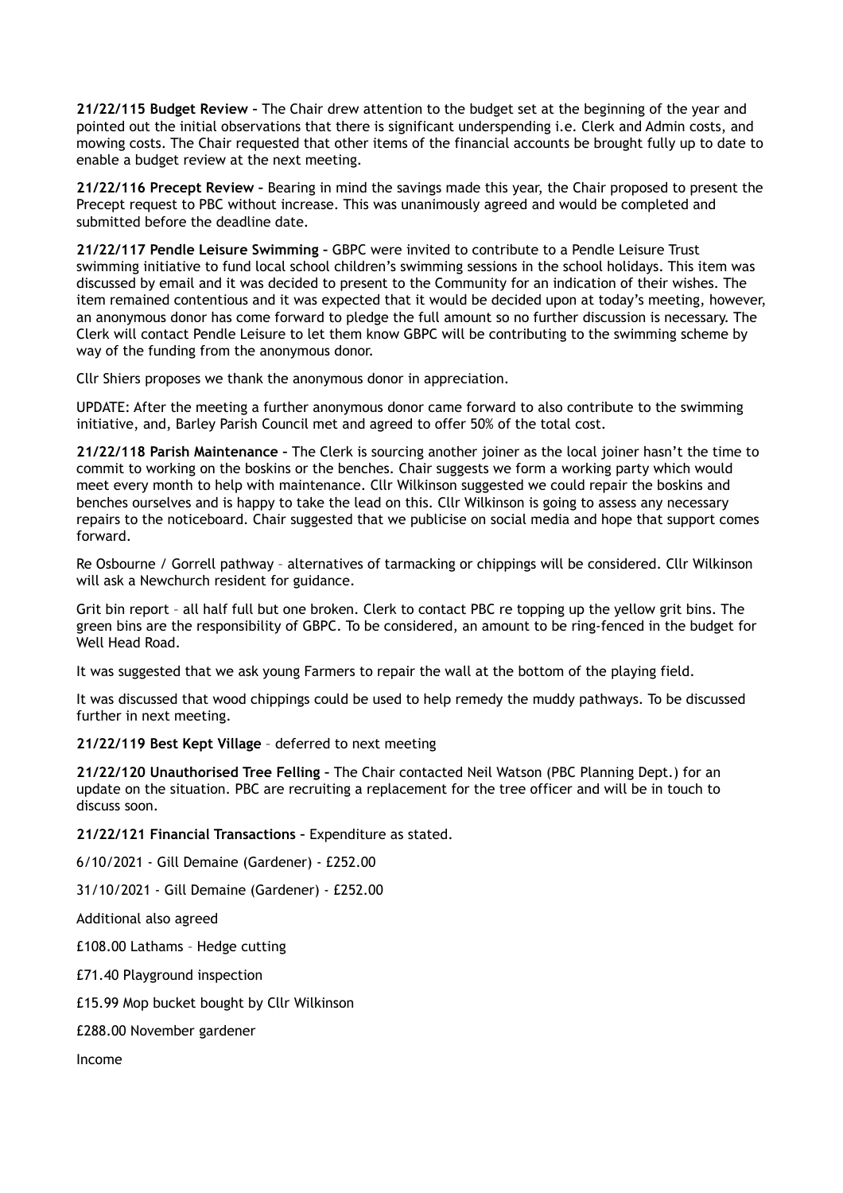**21/22/115 Budget Review –** The Chair drew attention to the budget set at the beginning of the year and pointed out the initial observations that there is significant underspending i.e. Clerk and Admin costs, and mowing costs. The Chair requested that other items of the financial accounts be brought fully up to date to enable a budget review at the next meeting.

**21/22/116 Precept Review –** Bearing in mind the savings made this year, the Chair proposed to present the Precept request to PBC without increase. This was unanimously agreed and would be completed and submitted before the deadline date.

**21/22/117 Pendle Leisure Swimming –** GBPC were invited to contribute to a Pendle Leisure Trust swimming initiative to fund local school children's swimming sessions in the school holidays. This item was discussed by email and it was decided to present to the Community for an indication of their wishes. The item remained contentious and it was expected that it would be decided upon at today's meeting, however, an anonymous donor has come forward to pledge the full amount so no further discussion is necessary. The Clerk will contact Pendle Leisure to let them know GBPC will be contributing to the swimming scheme by way of the funding from the anonymous donor.

Cllr Shiers proposes we thank the anonymous donor in appreciation.

UPDATE: After the meeting a further anonymous donor came forward to also contribute to the swimming initiative, and, Barley Parish Council met and agreed to offer 50% of the total cost.

**21/22/118 Parish Maintenance –** The Clerk is sourcing another joiner as the local joiner hasn't the time to commit to working on the boskins or the benches. Chair suggests we form a working party which would meet every month to help with maintenance. Cllr Wilkinson suggested we could repair the boskins and benches ourselves and is happy to take the lead on this. Cllr Wilkinson is going to assess any necessary repairs to the noticeboard. Chair suggested that we publicise on social media and hope that support comes forward.

Re Osbourne / Gorrell pathway – alternatives of tarmacking or chippings will be considered. Cllr Wilkinson will ask a Newchurch resident for guidance.

Grit bin report – all half full but one broken. Clerk to contact PBC re topping up the yellow grit bins. The green bins are the responsibility of GBPC. To be considered, an amount to be ring-fenced in the budget for Well Head Road.

It was suggested that we ask young Farmers to repair the wall at the bottom of the playing field.

It was discussed that wood chippings could be used to help remedy the muddy pathways. To be discussed further in next meeting.

**21/22/119 Best Kept Village** – deferred to next meeting

**21/22/120 Unauthorised Tree Felling –** The Chair contacted Neil Watson (PBC Planning Dept.) for an update on the situation. PBC are recruiting a replacement for the tree officer and will be in touch to discuss soon.

**21/22/121 Financial Transactions –** Expenditure as stated.

6/10/2021 - Gill Demaine (Gardener) - £252.00

31/10/2021 - Gill Demaine (Gardener) - £252.00

Additional also agreed

£108.00 Lathams – Hedge cutting

£71.40 Playground inspection

£15.99 Mop bucket bought by Cllr Wilkinson

£288.00 November gardener

Income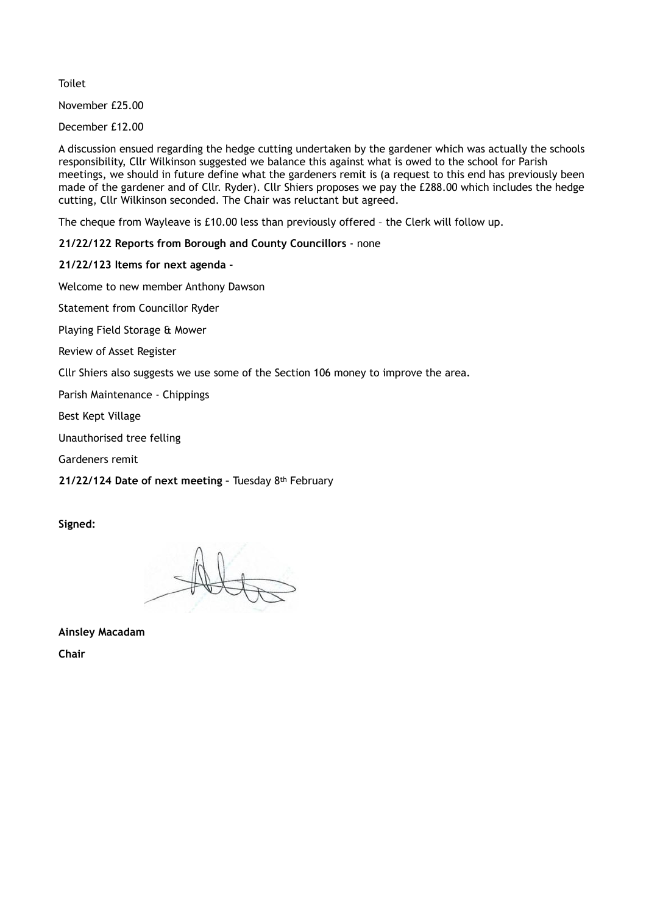Toilet

November £25.00

December £12.00

A discussion ensued regarding the hedge cutting undertaken by the gardener which was actually the schools responsibility, Cllr Wilkinson suggested we balance this against what is owed to the school for Parish meetings, we should in future define what the gardeners remit is (a request to this end has previously been made of the gardener and of Cllr. Ryder). Cllr Shiers proposes we pay the £288.00 which includes the hedge cutting, Cllr Wilkinson seconded. The Chair was reluctant but agreed.

The cheque from Wayleave is £10.00 less than previously offered – the Clerk will follow up.

**21/22/122 Reports from Borough and County Councillors** - none

**21/22/123 Items for next agenda -**

Welcome to new member Anthony Dawson

Statement from Councillor Ryder

Playing Field Storage & Mower

Review of Asset Register

Cllr Shiers also suggests we use some of the Section 106 money to improve the area.

Parish Maintenance - Chippings

Best Kept Village

Unauthorised tree felling

Gardeners remit

**21/22/124 Date of next meeting –** Tuesday 8th February

**Signed:**

**Ainsley Macadam**

**Chair**